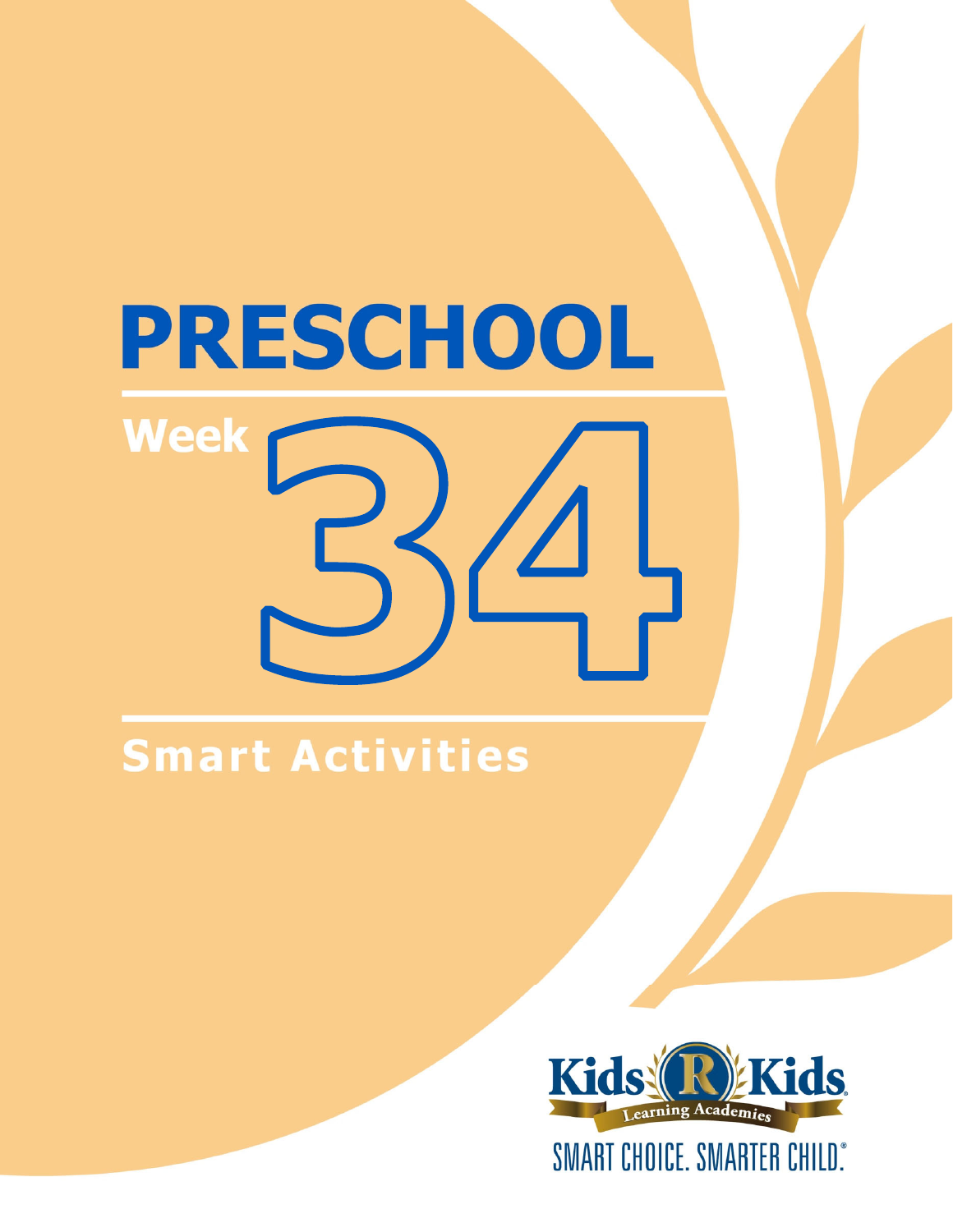# PRESCHOOL

## Week 34

## Smart Activities

Kids R Kids Learning Academies

SMART CHOICE. SMARTER CHILD.®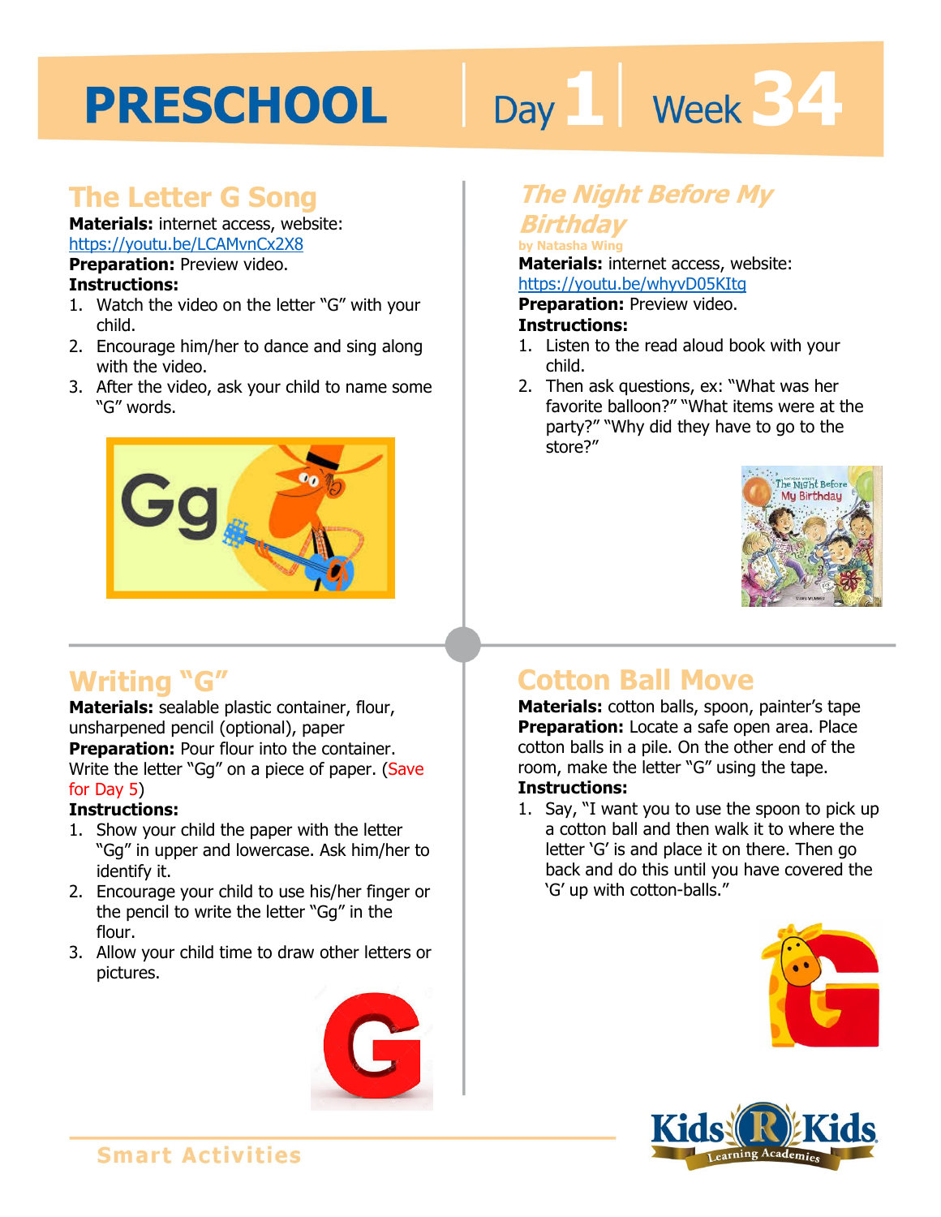# PRESCHOOL Day 1 Week 34

## The Letter G Song

**Materials:** internet access, website: https://youtu.be/LCAMvnCx2X8

**Preparation:** Preview video.

**Instructions:**

1. Watch the video on the letter "G" with your child.
2. Encourage him/her to dance and sing along with the video.
3. After the video, ask your child to name some "G" words.

## *The Night Before My Birthday*

by Natasha Wing

**Materials:** internet access, website: https://youtu.be/whyvD05KItg

**Preparation:** Preview video.

**Instructions:**

1. Listen to the read aloud book with your child.
2. Then ask questions, ex: "What was her favorite balloon?" "What items were at the party?" "Why did they have to go to the store?"

## Writing "G"

**Materials:** sealable plastic container, flour, unsharpened pencil (optional), paper

**Preparation:** Pour flour into the container. Write the letter "Gg" on a piece of paper. (Save for Day 5)

**Instructions:**

1. Show your child the paper with the letter "Gg" in upper and lowercase. Ask him/her to identify it.
2. Encourage your child to use his/her finger or the pencil to write the letter "Gg" in the flour.
3. Allow your child time to draw other letters or pictures.

## Cotton Ball Move

**Materials:** cotton balls, spoon, painter's tape

**Preparation:** Locate a safe open area. Place cotton balls in a pile. On the other end of the room, make the letter "G" using the tape.

**Instructions:**

1. Say, "I want you to use the spoon to pick up a cotton ball and then walk it to where the letter 'G' is and place it on there. Then go back and do this until you have covered the 'G' up with cotton-balls."

Smart Activities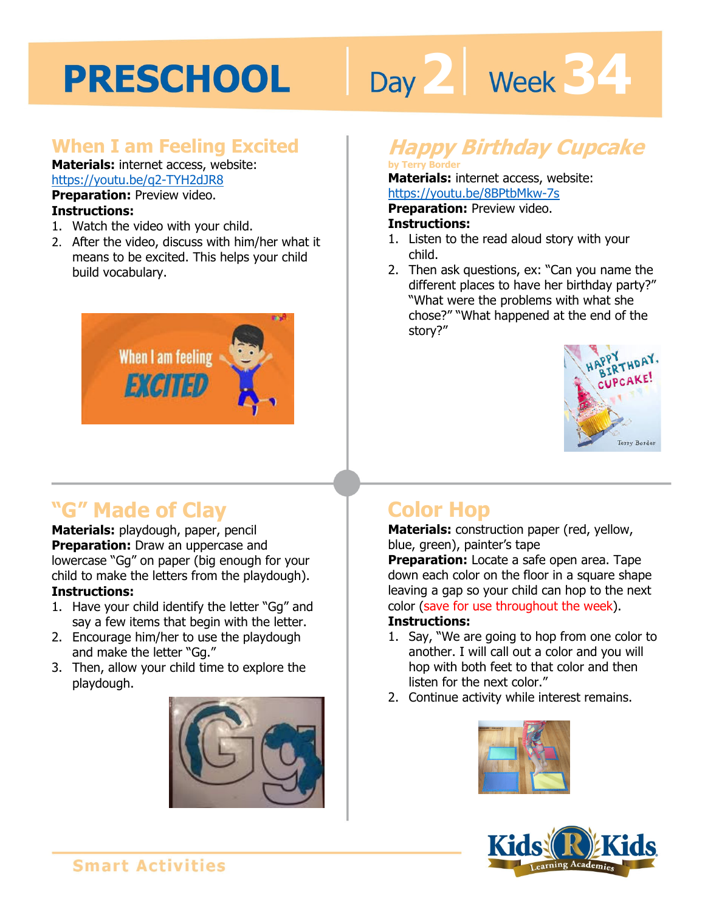# PRESCHOOL | Day 2 | Week 34

## When I am Feeling Excited

**Materials:** internet access, website: https://youtu.be/q2-TYH2dJR8

**Preparation:** Preview video.

**Instructions:**

1. Watch the video with your child.
2. After the video, discuss with him/her what it means to be excited. This helps your child build vocabulary.

## *Happy Birthday Cupcake*

by Terry Border

**Materials:** internet access, website: https://youtu.be/8BPtbMkw-7s

**Preparation:** Preview video.

**Instructions:**

1. Listen to the read aloud story with your child.
2. Then ask questions, ex: "Can you name the different places to have her birthday party?" "What were the problems with what she chose?" "What happened at the end of the story?"

## "G" Made of Clay

**Materials:** playdough, paper, pencil

**Preparation:** Draw an uppercase and lowercase "Gg" on paper (big enough for your child to make the letters from the playdough).

**Instructions:**

1. Have your child identify the letter "Gg" and say a few items that begin with the letter.
2. Encourage him/her to use the playdough and make the letter "Gg."
3. Then, allow your child time to explore the playdough.

## Color Hop

**Materials:** construction paper (red, yellow, blue, green), painter's tape

**Preparation:** Locate a safe open area. Tape down each color on the floor in a square shape leaving a gap so your child can hop to the next color (save for use throughout the week).

**Instructions:**

1. Say, "We are going to hop from one color to another. I will call out a color and you will hop with both feet to that color and then listen for the next color."
2. Continue activity while interest remains.

Smart Activities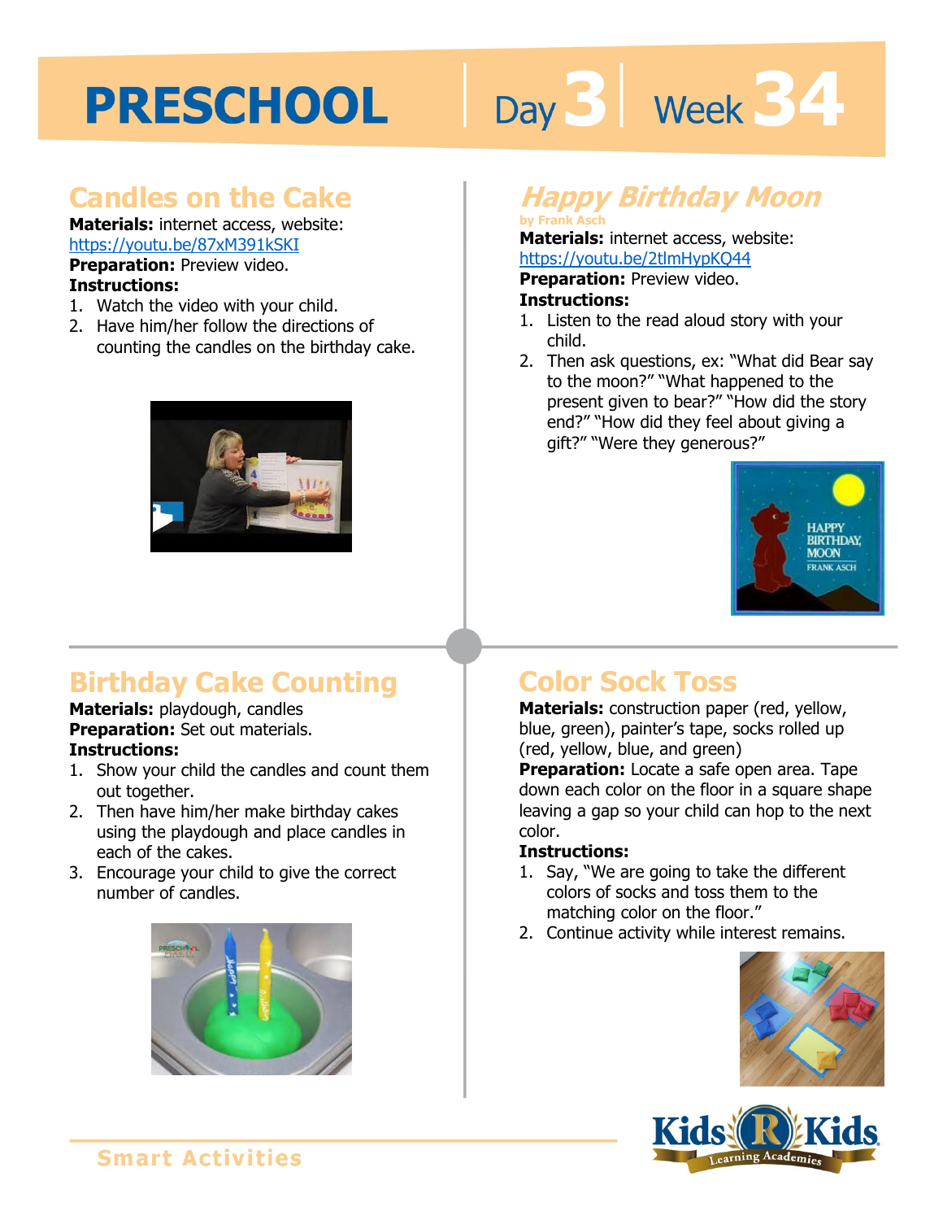# PRESCHOOL Day 3 | Week 34

## Candles on the Cake

**Materials:** internet access, website: https://youtu.be/87xM391kSKI

**Preparation:** Preview video.

**Instructions:**

1. Watch the video with your child.
2. Have him/her follow the directions of counting the candles on the birthday cake.

## *Happy Birthday Moon*

by Frank Asch

**Materials:** internet access, website: https://youtu.be/2tlmHypKQ44

**Preparation:** Preview video.

**Instructions:**

1. Listen to the read aloud story with your child.
2. Then ask questions, ex: "What did Bear say to the moon?" "What happened to the present given to bear?" "How did the story end?" "How did they feel about giving a gift?" "Were they generous?"

## Birthday Cake Counting

**Materials:** playdough, candles

**Preparation:** Set out materials.

**Instructions:**

1. Show your child the candles and count them out together.
2. Then have him/her make birthday cakes using the playdough and place candles in each of the cakes.
3. Encourage your child to give the correct number of candles.

## Color Sock Toss

**Materials:** construction paper (red, yellow, blue, green), painter's tape, socks rolled up (red, yellow, blue, and green)

**Preparation:** Locate a safe open area. Tape down each color on the floor in a square shape leaving a gap so your child can hop to the next color.

**Instructions:**

1. Say, "We are going to take the different colors of socks and toss them to the matching color on the floor."
2. Continue activity while interest remains.

Smart Activities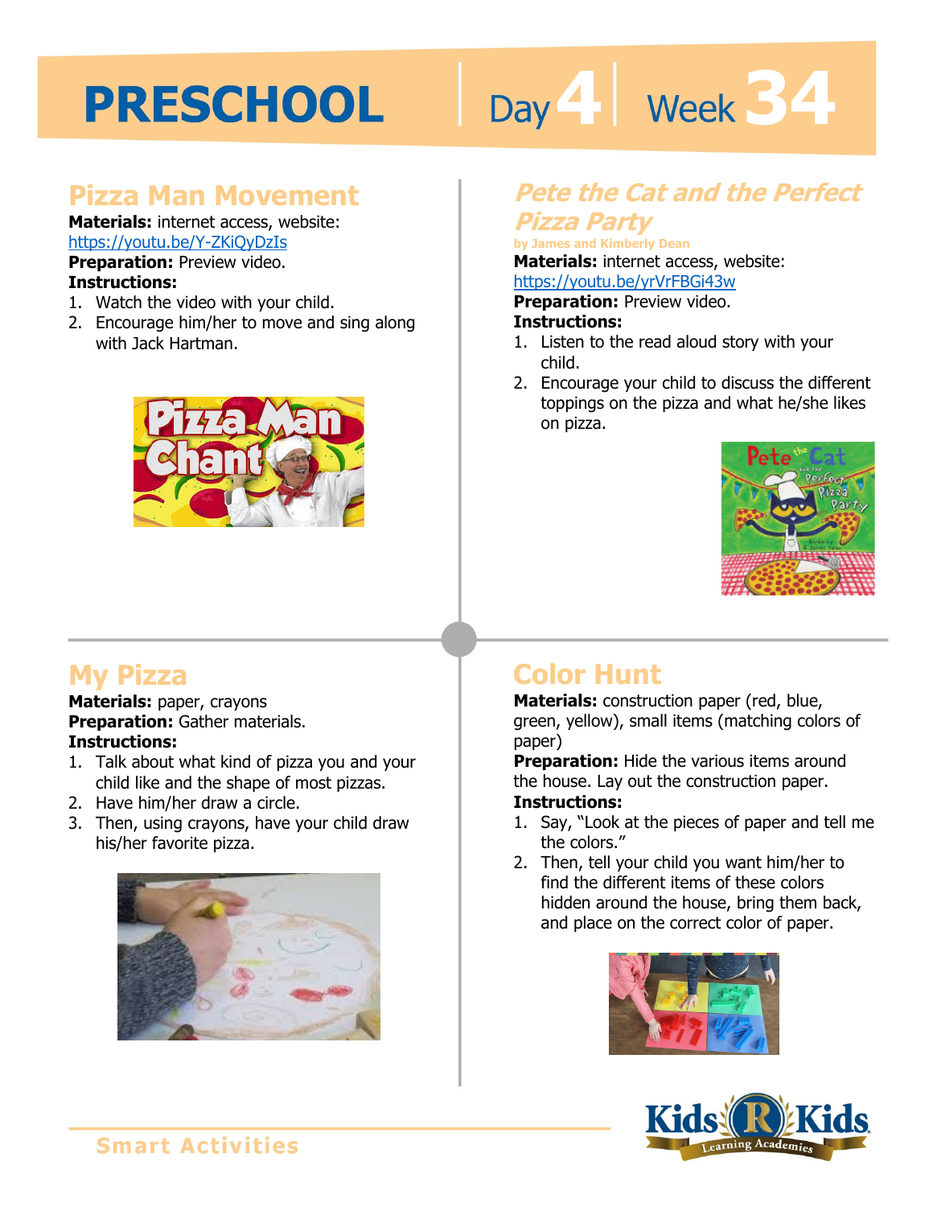# PRESCHOOL Day 4 Week 34

## Pizza Man Movement

**Materials:** internet access, website: https://youtu.be/Y-ZKiQyDzIs

**Preparation:** Preview video.

**Instructions:**

1. Watch the video with your child.
2. Encourage him/her to move and sing along with Jack Hartman.

## *Pete the Cat and the Perfect Pizza Party*

by James and Kimberly Dean

**Materials:** internet access, website: https://youtu.be/yrVrFBGi43w

**Preparation:** Preview video.

**Instructions:**

1. Listen to the read aloud story with your child.
2. Encourage your child to discuss the different toppings on the pizza and what he/she likes on pizza.

## My Pizza

**Materials:** paper, crayons

**Preparation:** Gather materials.

**Instructions:**

1. Talk about what kind of pizza you and your child like and the shape of most pizzas.
2. Have him/her draw a circle.
3. Then, using crayons, have your child draw his/her favorite pizza.

## Color Hunt

**Materials:** construction paper (red, blue, green, yellow), small items (matching colors of paper)

**Preparation:** Hide the various items around the house. Lay out the construction paper.

**Instructions:**

1. Say, "Look at the pieces of paper and tell me the colors."
2. Then, tell your child you want him/her to find the different items of these colors hidden around the house, bring them back, and place on the correct color of paper.

Smart Activities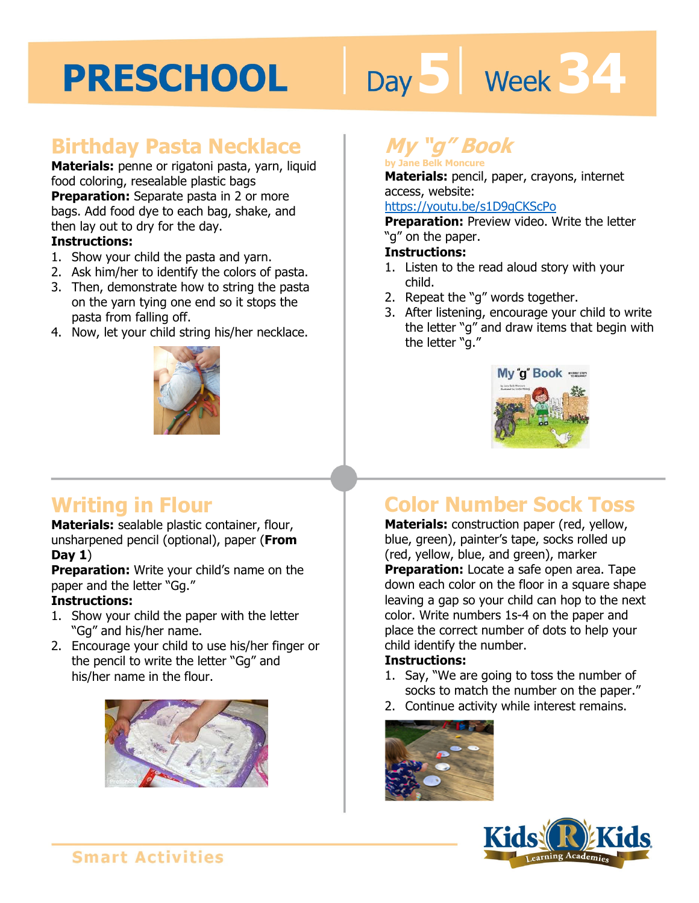# PRESCHOOL Day 5 Week 34

## Birthday Pasta Necklace

**Materials:** penne or rigatoni pasta, yarn, liquid food coloring, resealable plastic bags

**Preparation:** Separate pasta in 2 or more bags. Add food dye to each bag, shake, and then lay out to dry for the day.

**Instructions:**

1. Show your child the pasta and yarn.
2. Ask him/her to identify the colors of pasta.
3. Then, demonstrate how to string the pasta on the yarn tying one end so it stops the pasta from falling off.
4. Now, let your child string his/her necklace.

## *My "g" Book*

by Jane Belk Moncure

**Materials:** pencil, paper, crayons, internet access, website: https://youtu.be/s1D9gCKScPo

**Preparation:** Preview video. Write the letter "g" on the paper.

**Instructions:**

1. Listen to the read aloud story with your child.
2. Repeat the "g" words together.
3. After listening, encourage your child to write the letter "g" and draw items that begin with the letter "g."

## Writing in Flour

**Materials:** sealable plastic container, flour, unsharpened pencil (optional), paper (**From Day 1**)

**Preparation:** Write your child's name on the paper and the letter "Gg."

**Instructions:**

1. Show your child the paper with the letter "Gg" and his/her name.
2. Encourage your child to use his/her finger or the pencil to write the letter "Gg" and his/her name in the flour.

## Color Number Sock Toss

**Materials:** construction paper (red, yellow, blue, green), painter's tape, socks rolled up (red, yellow, blue, and green), marker

**Preparation:** Locate a safe open area. Tape down each color on the floor in a square shape leaving a gap so your child can hop to the next color. Write numbers 1s-4 on the paper and place the correct number of dots to help your child identify the number.

**Instructions:**

1. Say, "We are going to toss the number of socks to match the number on the paper."
2. Continue activity while interest remains.

Smart Activities